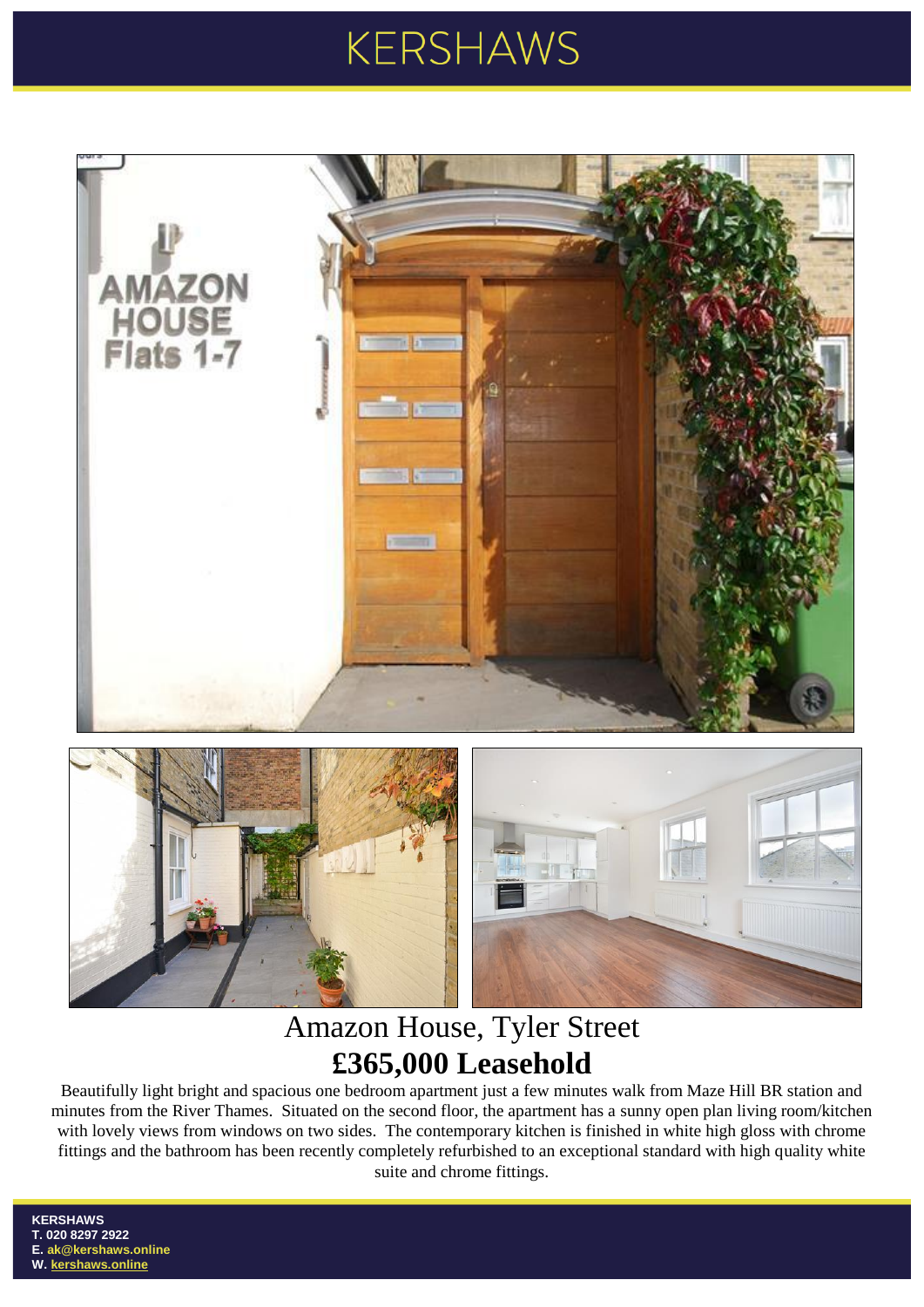# KERSHAWS

## Amazon House, Tyler Street

## £365,000 Leasehold

Beautifully light bright and spacious one bedroom apartment just a few minutes walk from Maze Hill BR station and minutes from the River Thames. Situated on the second floor, the apartment has a sunny open plan living room/kitchen with lovely views from windows on two sides. The contemporary kitchen is finished in white high gloss with chrome fittings and the bathroom has been recently completely refurbished to an exceptional standard with high quality white suite and chrome fittings.

**KERSHAWS**
**T. 020 8297 2922**
**E. ak@kershaws.online**
**W. kershaws.online**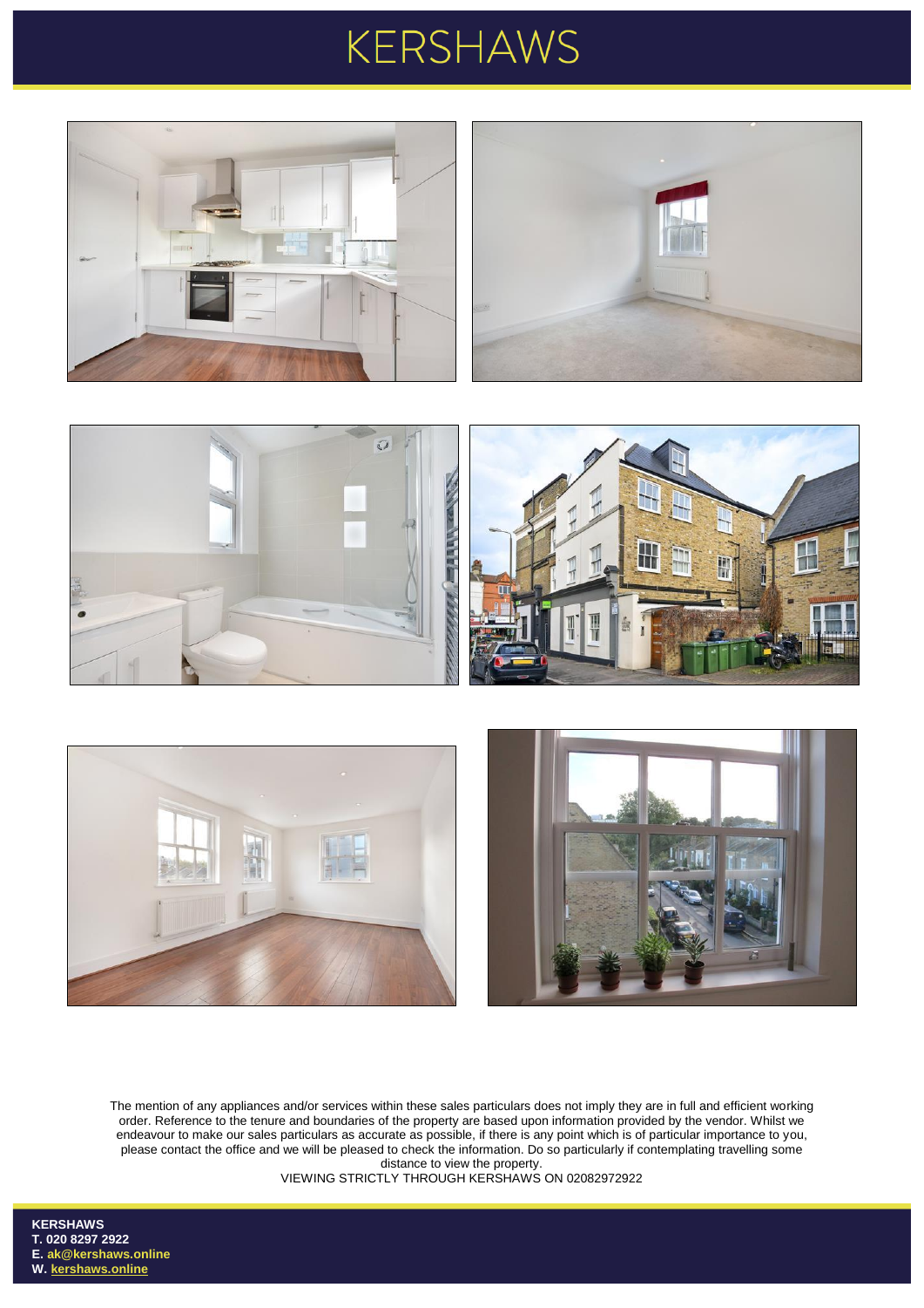# KERSHAWS

The mention of any appliances and/or services within these sales particulars does not imply they are in full and efficient working order. Reference to the tenure and boundaries of the property are based upon information provided by the vendor. Whilst we endeavour to make our sales particulars as accurate as possible, if there is any point which is of particular importance to you, please contact the office and we will be pleased to check the information. Do so particularly if contemplating travelling some distance to view the property.

VIEWING STRICTLY THROUGH KERSHAWS ON 02082972922

**KERSHAWS**
**T. 020 8297 2922**
**E. ak@kershaws.online**
**W. kershaws.online**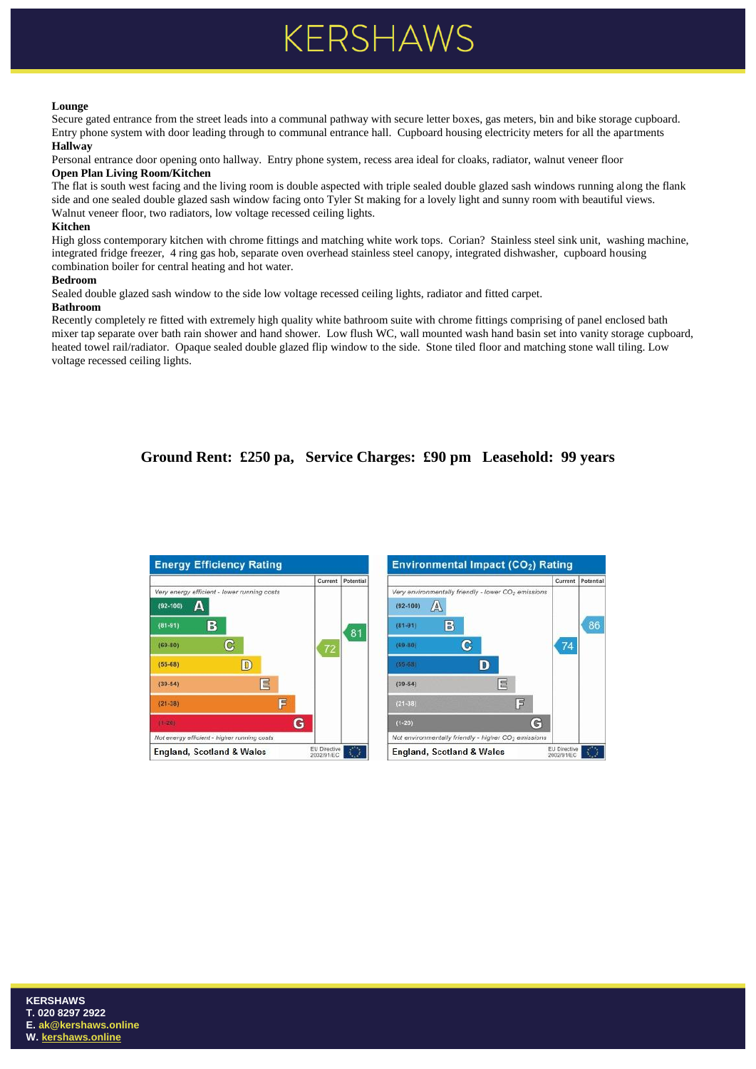# KERSHAWS

**Lounge**
Secure gated entrance from the street leads into a communal pathway with secure letter boxes, gas meters, bin and bike storage cupboard. Entry phone system with door leading through to communal entrance hall. Cupboard housing electricity meters for all the apartments

**Hallway**
Personal entrance door opening onto hallway. Entry phone system, recess area ideal for cloaks, radiator, walnut veneer floor

**Open Plan Living Room/Kitchen**
The flat is south west facing and the living room is double aspected with triple sealed double glazed sash windows running along the flank side and one sealed double glazed sash window facing onto Tyler St making for a lovely light and sunny room with beautiful views. Walnut veneer floor, two radiators, low voltage recessed ceiling lights.

**Kitchen**
High gloss contemporary kitchen with chrome fittings and matching white work tops. Corian? Stainless steel sink unit, washing machine, integrated fridge freezer, 4 ring gas hob, separate oven overhead stainless steel canopy, integrated dishwasher, cupboard housing combination boiler for central heating and hot water.

**Bedroom**
Sealed double glazed sash window to the side low voltage recessed ceiling lights, radiator and fitted carpet.

**Bathroom**
Recently completely re fitted with extremely high quality white bathroom suite with chrome fittings comprising of panel enclosed bath mixer tap separate over bath rain shower and hand shower. Low flush WC, wall mounted wash hand basin set into vanity storage cupboard, heated towel rail/radiator. Opaque sealed double glazed flip window to the side. Stone tiled floor and matching stone wall tiling. Low voltage recessed ceiling lights.

**Ground Rent: £250 pa, Service Charges: £90 pm Leasehold: 99 years**

Energy Efficiency Rating

Current | Potential

Very energy efficient - lower running costs

(92-100) A
(81-91) B
(69-80) C
(55-68) D
(39-54) E
(21-38) F
(1-20) G

Not energy efficient - higher running costs

72
81

England, Scotland & Wales
EU Directive 2002/91/EC

Environmental Impact ($CO_2$) Rating

Current | Potential

Very environmentally friendly - lower $CO_2$ emissions

(92-100) A
(81-91) B
(69-80) C
(55-68) D
(39-54) E
(21-38) F
(1-20) G

Not environmentally friendly - higher $CO_2$ emissions

74
86

England, Scotland & Wales
EU Directive 2002/91/EC

**KERSHAWS**
**T. 020 8297 2922**
**E. ak@kershaws.online**
**W. kershaws.online**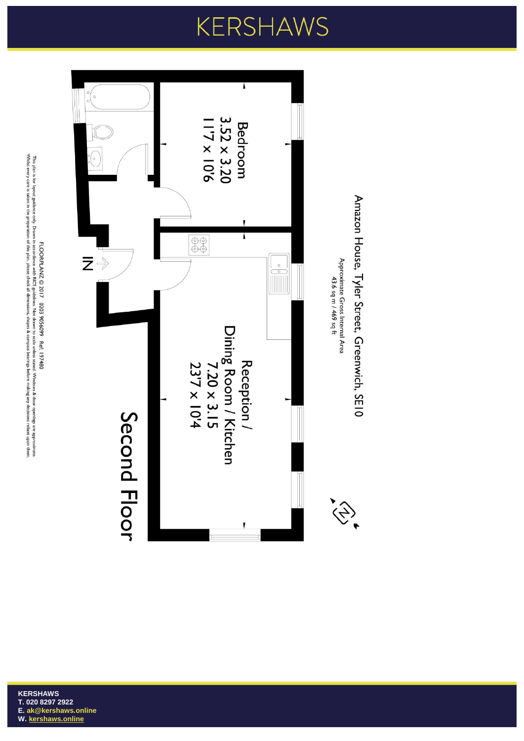# KERSHAWS

## Amazon House, Tyler Street, Greenwich, SE10

Approximate Gross Internal Area
43.6 sq m / 469 sq ft

Bedroom
3.52 x 3.20
11'7 x 10'6

Reception / Dining Room / Kitchen
7.20 x 3.15
23'7 x 10'4

IN

Second Floor

N

FLOORPLANZ © 2017 0203 9056099 Ref: 197480

This plan is for layout guidance only. Drawn in accordance with RICS guidelines. Not drawn to scale unless stated. Windows & door openings are approximate. Whilst every care is taken in the preparation of this plan, please check all dimensions, shapes & compass bearings before making any decisions reliant upon them.

**KERSHAWS**
**T. 020 8297 2922**
**E. ak@kershaws.online**
**W. kershaws.online**